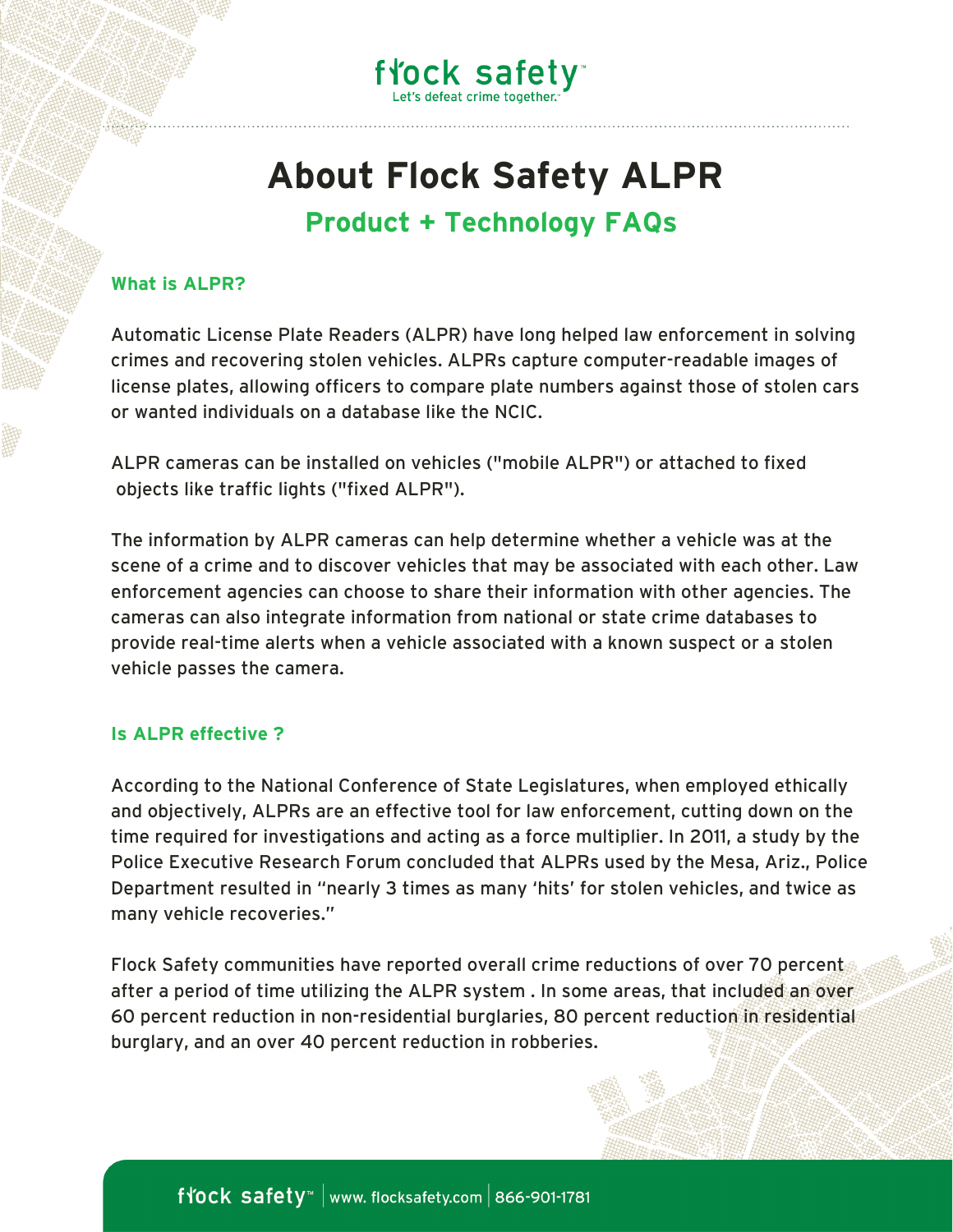flock safety
Let's defeat crime together.

# About Flock Safety ALPR

## Product + Technology FAQs

### What is ALPR?

Automatic License Plate Readers (ALPR) have long helped law enforcement in solving crimes and recovering stolen vehicles. ALPRs capture computer-readable images of license plates, allowing officers to compare plate numbers against those of stolen cars or wanted individuals on a database like the NCIC.

ALPR cameras can be installed on vehicles ("mobile ALPR") or attached to fixed objects like traffic lights ("fixed ALPR").

The information by ALPR cameras can help determine whether a vehicle was at the scene of a crime and to discover vehicles that may be associated with each other. Law enforcement agencies can choose to share their information with other agencies. The cameras can also integrate information from national or state crime databases to provide real-time alerts when a vehicle associated with a known suspect or a stolen vehicle passes the camera.

### Is ALPR effective ?

According to the National Conference of State Legislatures, when employed ethically and objectively, ALPRs are an effective tool for law enforcement, cutting down on the time required for investigations and acting as a force multiplier. In 2011, a study by the Police Executive Research Forum concluded that ALPRs used by the Mesa, Ariz., Police Department resulted in "nearly 3 times as many 'hits' for stolen vehicles, and twice as many vehicle recoveries."

Flock Safety communities have reported overall crime reductions of over 70 percent after a period of time utilizing the ALPR system . In some areas, that included an over 60 percent reduction in non-residential burglaries, 80 percent reduction in residential burglary, and an over 40 percent reduction in robberies.

flock safety | www. flocksafety.com | 866-901-1781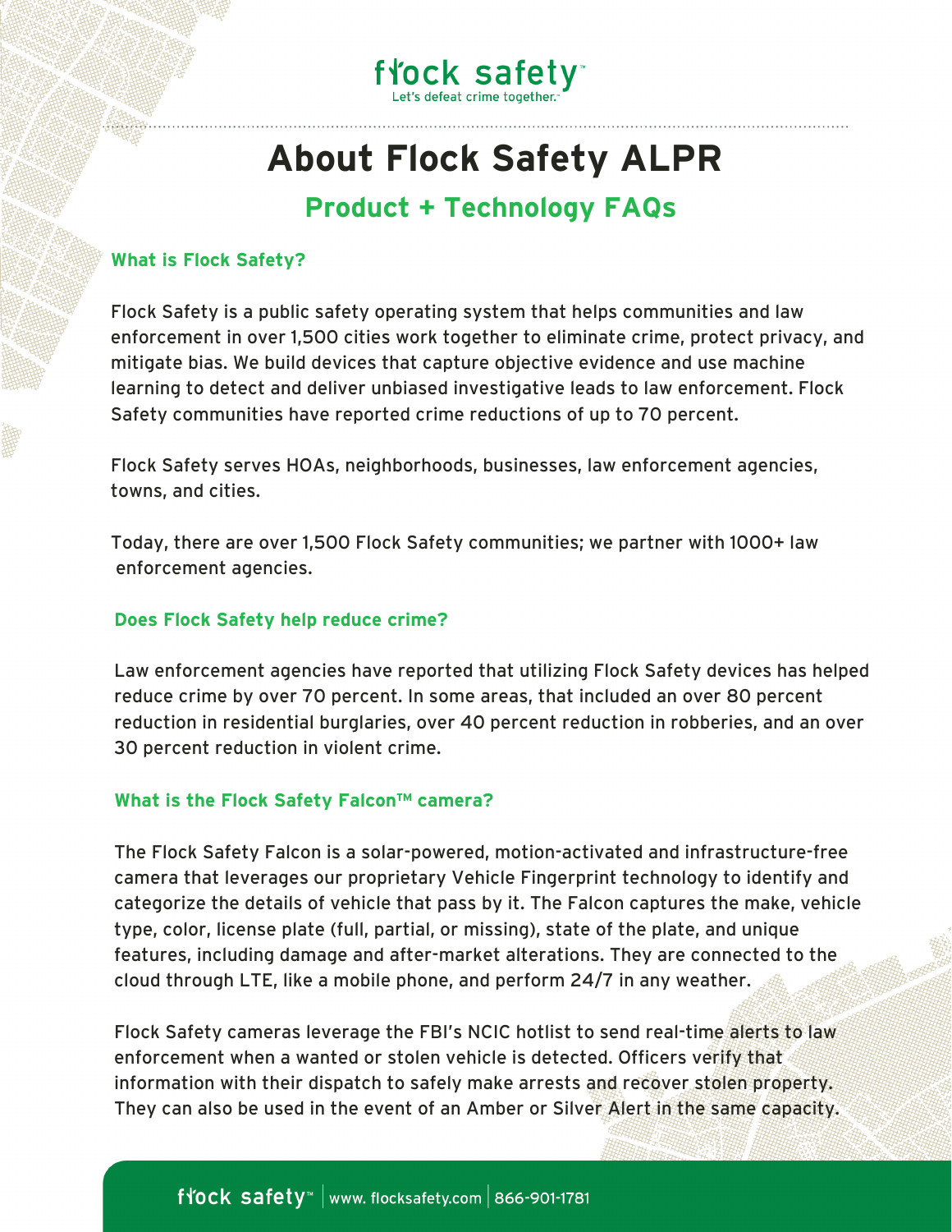# About Flock Safety ALPR

## Product + Technology FAQs

### What is Flock Safety?

Flock Safety is a public safety operating system that helps communities and law enforcement in over 1,500 cities work together to eliminate crime, protect privacy, and mitigate bias. We build devices that capture objective evidence and use machine learning to detect and deliver unbiased investigative leads to law enforcement. Flock Safety communities have reported crime reductions of up to 70 percent.

Flock Safety serves HOAs, neighborhoods, businesses, law enforcement agencies, towns, and cities.

Today, there are over 1,500 Flock Safety communities; we partner with 1000+ law enforcement agencies.

### Does Flock Safety help reduce crime?

Law enforcement agencies have reported that utilizing Flock Safety devices has helped reduce crime by over 70 percent. In some areas, that included an over 80 percent reduction in residential burglaries, over 40 percent reduction in robberies, and an over 30 percent reduction in violent crime.

### What is the Flock Safety Falcon™ camera?

The Flock Safety Falcon is a solar-powered, motion-activated and infrastructure-free camera that leverages our proprietary Vehicle Fingerprint technology to identify and categorize the details of vehicle that pass by it. The Falcon captures the make, vehicle type, color, license plate (full, partial, or missing), state of the plate, and unique features, including damage and after-market alterations. They are connected to the cloud through LTE, like a mobile phone, and perform 24/7 in any weather.

Flock Safety cameras leverage the FBI's NCIC hotlist to send real-time alerts to law enforcement when a wanted or stolen vehicle is detected. Officers verify that information with their dispatch to safely make arrests and recover stolen property. They can also be used in the event of an Amber or Silver Alert in the same capacity.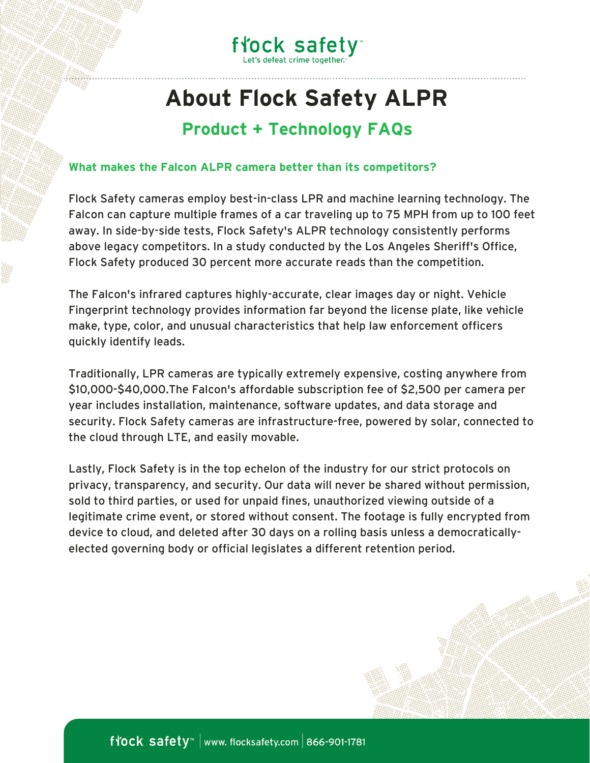flock safety
Let's defeat crime together.

# About Flock Safety ALPR

## Product + Technology FAQs

### What makes the Falcon ALPR camera better than its competitors?

Flock Safety cameras employ best-in-class LPR and machine learning technology. The Falcon can capture multiple frames of a car traveling up to 75 MPH from up to 100 feet away. In side-by-side tests, Flock Safety's ALPR technology consistently performs above legacy competitors. In a study conducted by the Los Angeles Sheriff's Office, Flock Safety produced 30 percent more accurate reads than the competition.

The Falcon's infrared captures highly-accurate, clear images day or night. Vehicle Fingerprint technology provides information far beyond the license plate, like vehicle make, type, color, and unusual characteristics that help law enforcement officers quickly identify leads.

Traditionally, LPR cameras are typically extremely expensive, costing anywhere from $10,000-$40,000.The Falcon's affordable subscription fee of $2,500 per camera per year includes installation, maintenance, software updates, and data storage and security. Flock Safety cameras are infrastructure-free, powered by solar, connected to the cloud through LTE, and easily movable.

Lastly, Flock Safety is in the top echelon of the industry for our strict protocols on privacy, transparency, and security. Our data will never be shared without permission, sold to third parties, or used for unpaid fines, unauthorized viewing outside of a legitimate crime event, or stored without consent. The footage is fully encrypted from device to cloud, and deleted after 30 days on a rolling basis unless a democratically-elected governing body or official legislates a different retention period.